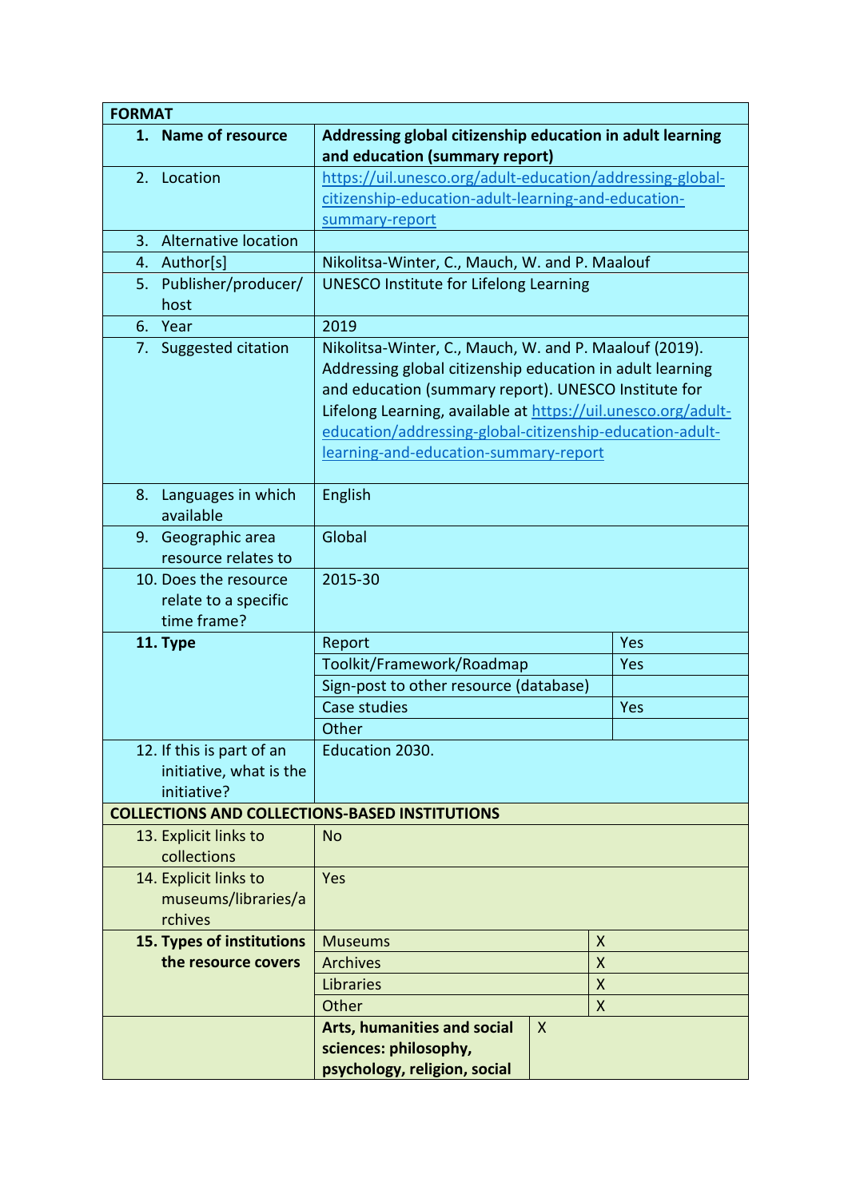| FORMAT | | |
|---|---|---|
| 1. **Name of resource** | **Addressing global citizenship education in adult learning and education (summary report)** | |
| 2. Location | https://uil.unesco.org/adult-education/addressing-global-citizenship-education-adult-learning-and-education-summary-report | |
| 3. Alternative location | | |
| 4. Author[s] | Nikolitsa-Winter, C., Mauch, W. and P. Maalouf | |
| 5. Publisher/producer/host | UNESCO Institute for Lifelong Learning | |
| 6. Year | 2019 | |
| 7. Suggested citation | Nikolitsa-Winter, C., Mauch, W. and P. Maalouf (2019). Addressing global citizenship education in adult learning and education (summary report). UNESCO Institute for Lifelong Learning, available at https://uil.unesco.org/adult-education/addressing-global-citizenship-education-adult-learning-and-education-summary-report | |
| 8. Languages in which available | English | |
| 9. Geographic area resource relates to | Global | |
| 10. Does the resource relate to a specific time frame? | 2015-30 | |
| **11. Type** | Report | Yes |
| | Toolkit/Framework/Roadmap | Yes |
| | Sign-post to other resource (database) | |
| | Case studies | Yes |
| | Other | |
| 12. If this is part of an initiative, what is the initiative? | Education 2030. | |
| **COLLECTIONS AND COLLECTIONS-BASED INSTITUTIONS** | | |
| 13. Explicit links to collections | No | |
| 14. Explicit links to museums/libraries/archives | Yes | |
| **15. Types of institutions the resource covers** | Museums | X |
| | Archives | X |
| | Libraries | X |
| | Other | X |
| | **Arts, humanities and social sciences: philosophy, psychology, religion, social** | X |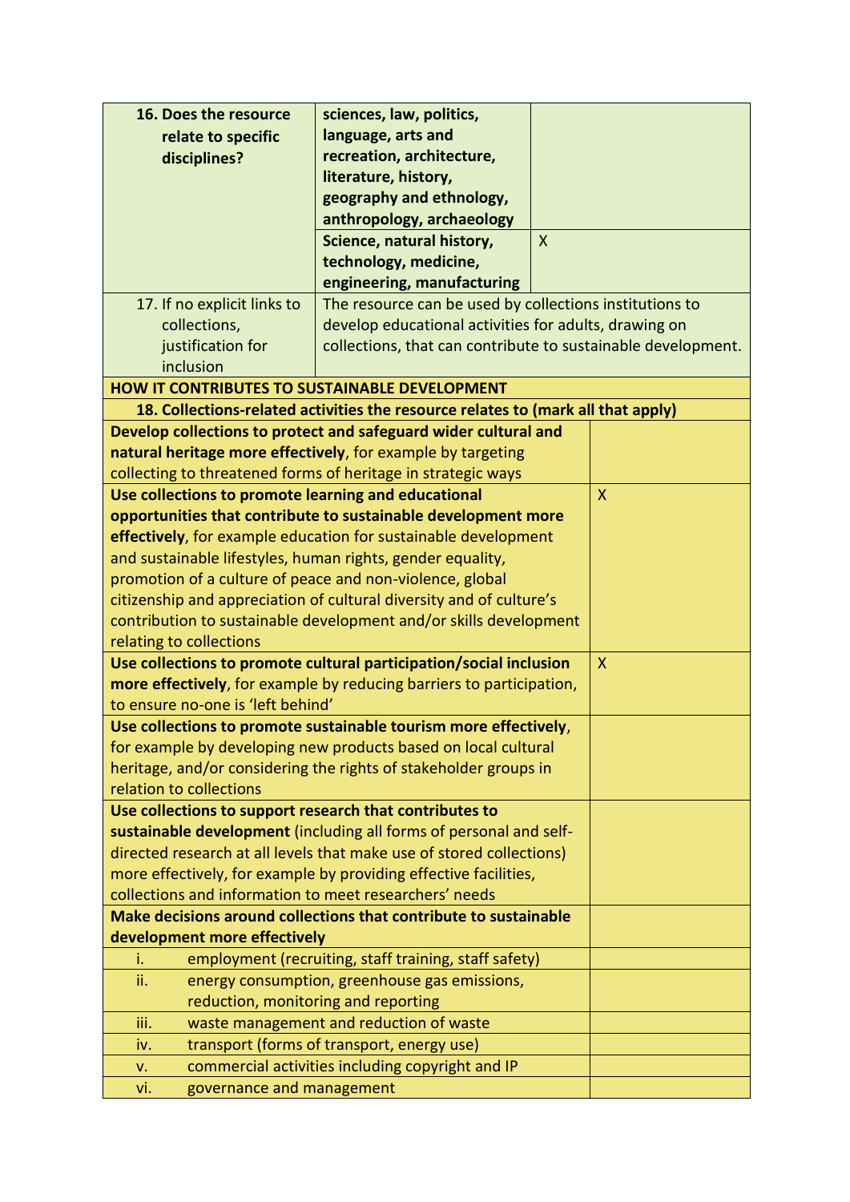| | | |
|---|---|---|
| **16. Does the resource relate to specific disciplines?** | **sciences, law, politics, language, arts and recreation, architecture, literature, history, geography and ethnology, anthropology, archaeology** | |
| | **Science, natural history, technology, medicine, engineering, manufacturing** | X |
| 17. If no explicit links to collections, justification for inclusion | The resource can be used by collections institutions to develop educational activities for adults, drawing on collections, that can contribute to sustainable development. | |

| **HOW IT CONTRIBUTES TO SUSTAINABLE DEVELOPMENT** | |
|---|---|
| **18. Collections-related activities the resource relates to (mark all that apply)** | |
| **Develop collections to protect and safeguard wider cultural and natural heritage more effectively**, for example by targeting collecting to threatened forms of heritage in strategic ways | |
| **Use collections to promote learning and educational opportunities that contribute to sustainable development more effectively**, for example education for sustainable development and sustainable lifestyles, human rights, gender equality, promotion of a culture of peace and non-violence, global citizenship and appreciation of cultural diversity and of culture's contribution to sustainable development and/or skills development relating to collections | X |
| **Use collections to promote cultural participation/social inclusion more effectively**, for example by reducing barriers to participation, to ensure no-one is 'left behind' | X |
| **Use collections to promote sustainable tourism more effectively**, for example by developing new products based on local cultural heritage, and/or considering the rights of stakeholder groups in relation to collections | |
| **Use collections to support research that contributes to sustainable development** (including all forms of personal and self-directed research at all levels that make use of stored collections) more effectively, for example by providing effective facilities, collections and information to meet researchers' needs | |
| **Make decisions around collections that contribute to sustainable development more effectively** | |
| i. employment (recruiting, staff training, staff safety) | |
| ii. energy consumption, greenhouse gas emissions, reduction, monitoring and reporting | |
| iii. waste management and reduction of waste | |
| iv. transport (forms of transport, energy use) | |
| v. commercial activities including copyright and IP | |
| vi. governance and management | |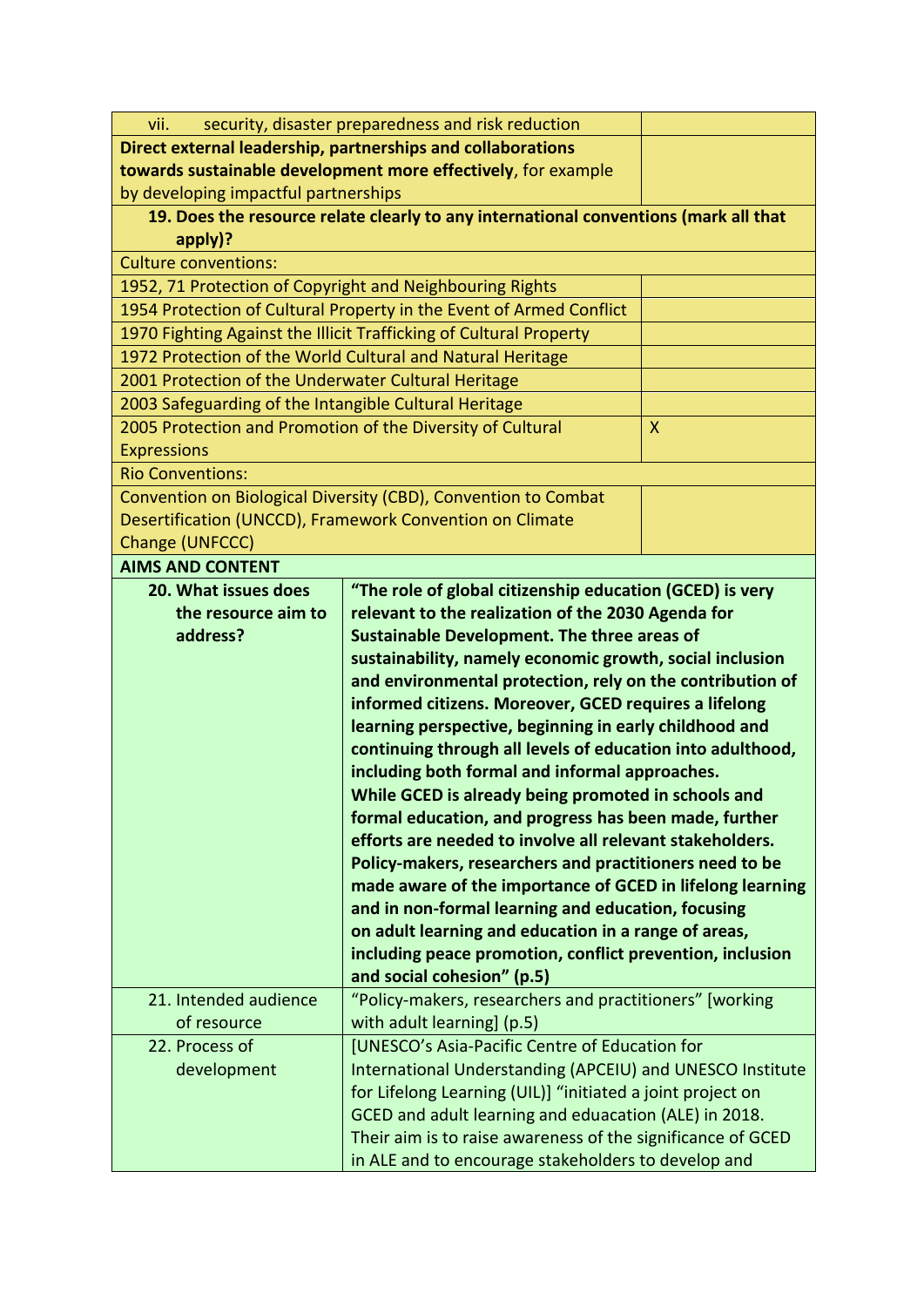| | |
|---|---|
| vii. security, disaster preparedness and risk reduction | |
| **Direct external leadership, partnerships and collaborations towards sustainable development more effectively**, for example by developing impactful partnerships | |
| **19. Does the resource relate clearly to any international conventions (mark all that apply)?** | |
| Culture conventions: | |
| 1952, 71 Protection of Copyright and Neighbouring Rights | |
| 1954 Protection of Cultural Property in the Event of Armed Conflict | |
| 1970 Fighting Against the Illicit Trafficking of Cultural Property | |
| 1972 Protection of the World Cultural and Natural Heritage | |
| 2001 Protection of the Underwater Cultural Heritage | |
| 2003 Safeguarding of the Intangible Cultural Heritage | |
| 2005 Protection and Promotion of the Diversity of Cultural Expressions | X |
| Rio Conventions: | |
| Convention on Biological Diversity (CBD), Convention to Combat Desertification (UNCCD), Framework Convention on Climate Change (UNFCCC) | |

| **AIMS AND CONTENT** | |
|---|---|
| **20. What issues does the resource aim to address?** | **"The role of global citizenship education (GCED) is very relevant to the realization of the 2030 Agenda for Sustainable Development. The three areas of sustainability, namely economic growth, social inclusion and environmental protection, rely on the contribution of informed citizens. Moreover, GCED requires a lifelong learning perspective, beginning in early childhood and continuing through all levels of education into adulthood, including both formal and informal approaches. While GCED is already being promoted in schools and formal education, and progress has been made, further efforts are needed to involve all relevant stakeholders. Policy-makers, researchers and practitioners need to be made aware of the importance of GCED in lifelong learning and in non-formal learning and education, focusing on adult learning and education in a range of areas, including peace promotion, conflict prevention, inclusion and social cohesion" (p.5)** |
| 21. Intended audience of resource | "Policy-makers, researchers and practitioners" [working with adult learning] (p.5) |
| 22. Process of development | [UNESCO's Asia-Pacific Centre of Education for International Understanding (APCEIU) and UNESCO Institute for Lifelong Learning (UIL)] "initiated a joint project on GCED and adult learning and eduacation (ALE) in 2018. Their aim is to raise awareness of the significance of GCED in ALE and to encourage stakeholders to develop and |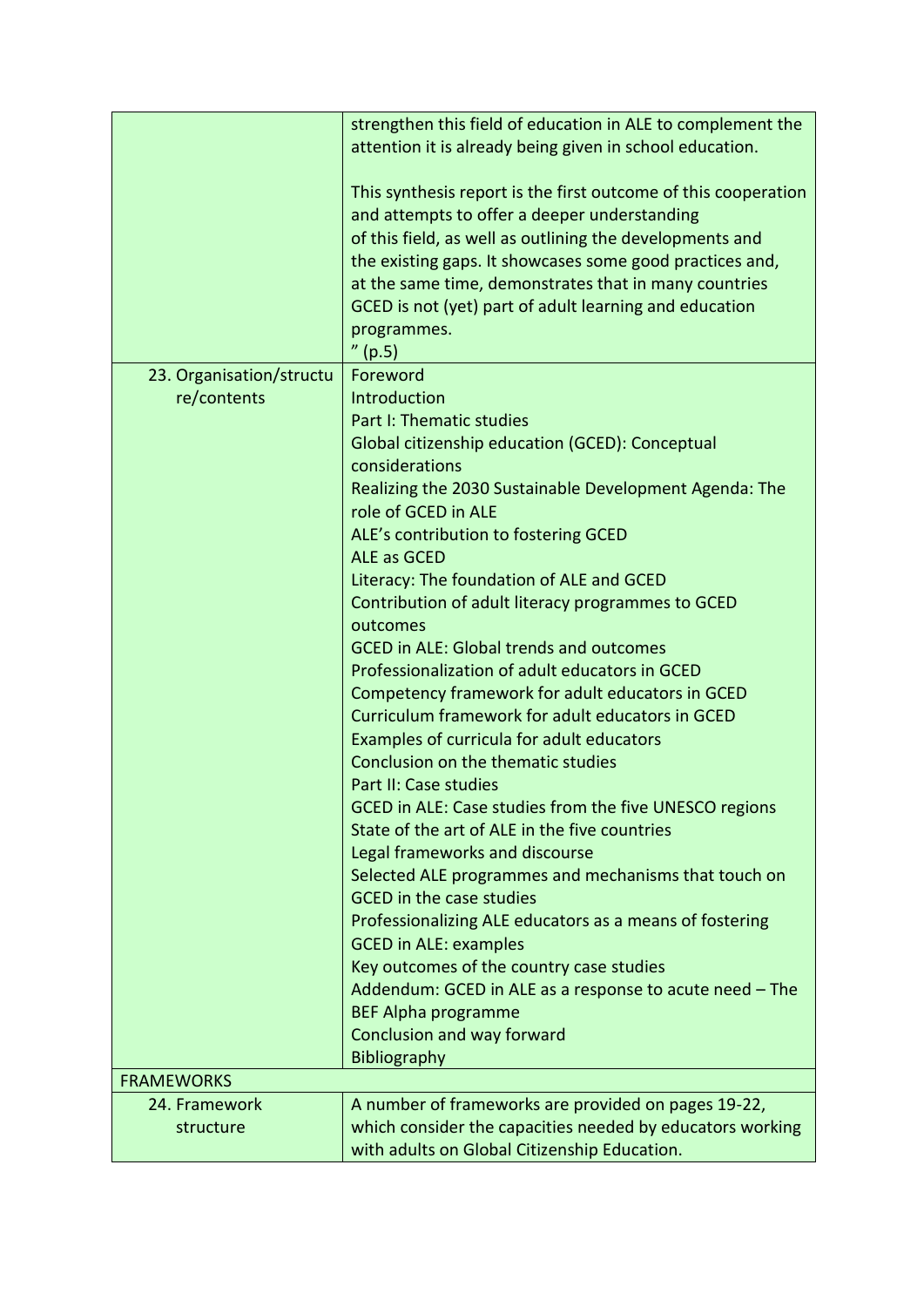| | |
|---|---|
| | strengthen this field of education in ALE to complement the attention it is already being given in school education.<br><br>This synthesis report is the first outcome of this cooperation and attempts to offer a deeper understanding of this field, as well as outlining the developments and the existing gaps. It showcases some good practices and, at the same time, demonstrates that in many countries GCED is not (yet) part of adult learning and education programmes.<br>" (p.5) |
| 23. Organisation/structure/contents | Foreword<br>Introduction<br>Part I: Thematic studies<br>Global citizenship education (GCED): Conceptual considerations<br>Realizing the 2030 Sustainable Development Agenda: The role of GCED in ALE<br>ALE's contribution to fostering GCED<br>ALE as GCED<br>Literacy: The foundation of ALE and GCED<br>Contribution of adult literacy programmes to GCED outcomes<br>GCED in ALE: Global trends and outcomes<br>Professionalization of adult educators in GCED<br>Competency framework for adult educators in GCED<br>Curriculum framework for adult educators in GCED<br>Examples of curricula for adult educators<br>Conclusion on the thematic studies<br>Part II: Case studies<br>GCED in ALE: Case studies from the five UNESCO regions<br>State of the art of ALE in the five countries<br>Legal frameworks and discourse<br>Selected ALE programmes and mechanisms that touch on GCED in the case studies<br>Professionalizing ALE educators as a means of fostering GCED in ALE: examples<br>Key outcomes of the country case studies<br>Addendum: GCED in ALE as a response to acute need – The BEF Alpha programme<br>Conclusion and way forward<br>Bibliography |
| FRAMEWORKS | |
| 24. Framework structure | A number of frameworks are provided on pages 19-22, which consider the capacities needed by educators working with adults on Global Citizenship Education. |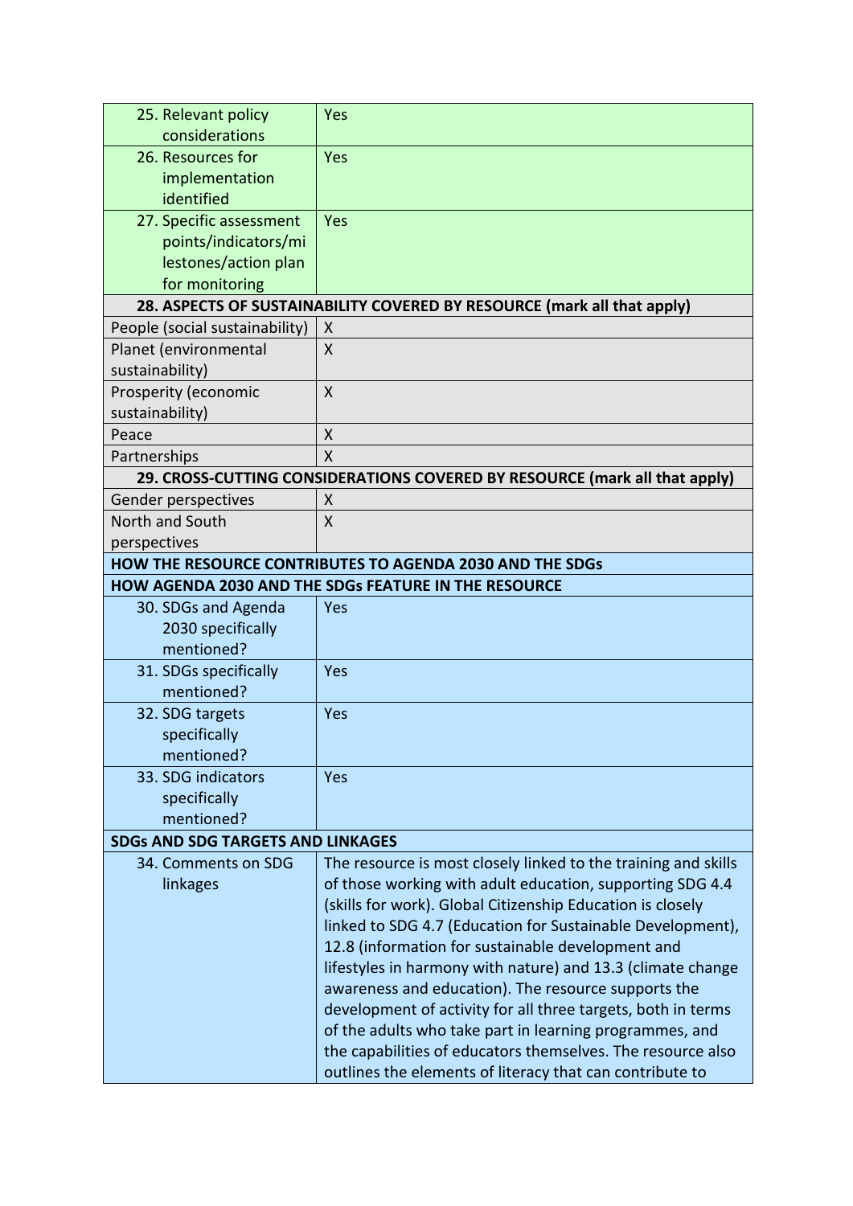| | |
|---|---|
| 25. Relevant policy considerations | Yes |
| 26. Resources for implementation identified | Yes |
| 27. Specific assessment points/indicators/milestones/action plan for monitoring | Yes |
| **28. ASPECTS OF SUSTAINABILITY COVERED BY RESOURCE (mark all that apply)** | |
| People (social sustainability) | X |
| Planet (environmental sustainability) | X |
| Prosperity (economic sustainability) | X |
| Peace | X |
| Partnerships | X |
| **29. CROSS-CUTTING CONSIDERATIONS COVERED BY RESOURCE (mark all that apply)** | |
| Gender perspectives | X |
| North and South perspectives | X |
| **HOW THE RESOURCE CONTRIBUTES TO AGENDA 2030 AND THE SDGs** | |
| **HOW AGENDA 2030 AND THE SDGs FEATURE IN THE RESOURCE** | |
| 30. SDGs and Agenda 2030 specifically mentioned? | Yes |
| 31. SDGs specifically mentioned? | Yes |
| 32. SDG targets specifically mentioned? | Yes |
| 33. SDG indicators specifically mentioned? | Yes |
| **SDGs AND SDG TARGETS AND LINKAGES** | |
| 34. Comments on SDG linkages | The resource is most closely linked to the training and skills of those working with adult education, supporting SDG 4.4 (skills for work). Global Citizenship Education is closely linked to SDG 4.7 (Education for Sustainable Development), 12.8 (information for sustainable development and lifestyles in harmony with nature) and 13.3 (climate change awareness and education). The resource supports the development of activity for all three targets, both in terms of the adults who take part in learning programmes, and the capabilities of educators themselves. The resource also outlines the elements of literacy that can contribute to |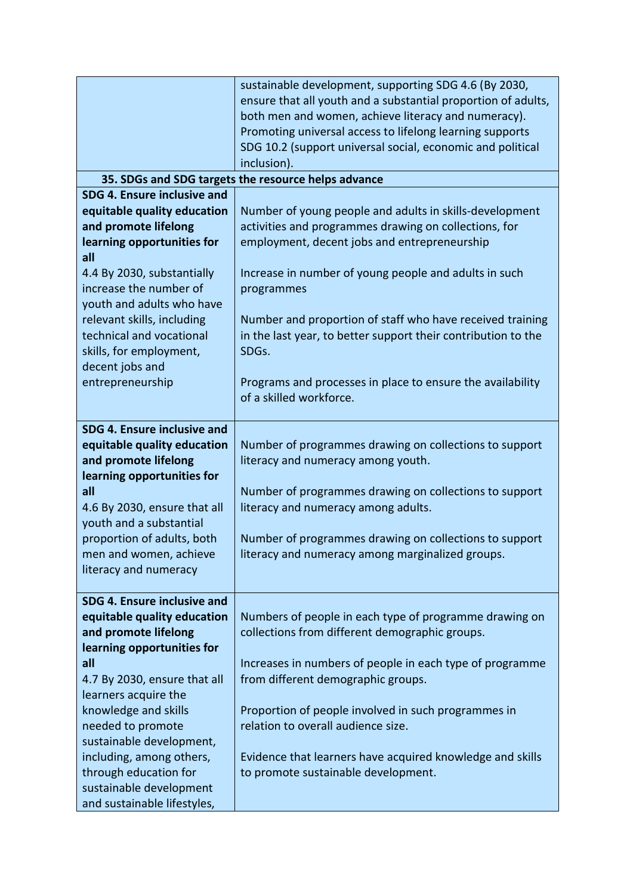| | |
|---|---|
| | sustainable development, supporting SDG 4.6 (By 2030, ensure that all youth and a substantial proportion of adults, both men and women, achieve literacy and numeracy). Promoting universal access to lifelong learning supports SDG 10.2 (support universal social, economic and political inclusion). |
| **35. SDGs and SDG targets the resource helps advance** | |
| **SDG 4. Ensure inclusive and equitable quality education and promote lifelong learning opportunities for all**<br>4.4 By 2030, substantially increase the number of youth and adults who have relevant skills, including technical and vocational skills, for employment, decent jobs and entrepreneurship | Number of young people and adults in skills-development activities and programmes drawing on collections, for employment, decent jobs and entrepreneurship<br><br>Increase in number of young people and adults in such programmes<br><br>Number and proportion of staff who have received training in the last year, to better support their contribution to the SDGs.<br><br>Programs and processes in place to ensure the availability of a skilled workforce. |
| **SDG 4. Ensure inclusive and equitable quality education and promote lifelong learning opportunities for all**<br>4.6 By 2030, ensure that all youth and a substantial proportion of adults, both men and women, achieve literacy and numeracy | Number of programmes drawing on collections to support literacy and numeracy among youth.<br><br>Number of programmes drawing on collections to support literacy and numeracy among adults.<br><br>Number of programmes drawing on collections to support literacy and numeracy among marginalized groups. |
| **SDG 4. Ensure inclusive and equitable quality education and promote lifelong learning opportunities for all**<br>4.7 By 2030, ensure that all learners acquire the knowledge and skills needed to promote sustainable development, including, among others, through education for sustainable development and sustainable lifestyles, | Numbers of people in each type of programme drawing on collections from different demographic groups.<br><br>Increases in numbers of people in each type of programme from different demographic groups.<br><br>Proportion of people involved in such programmes in relation to overall audience size.<br><br>Evidence that learners have acquired knowledge and skills to promote sustainable development. |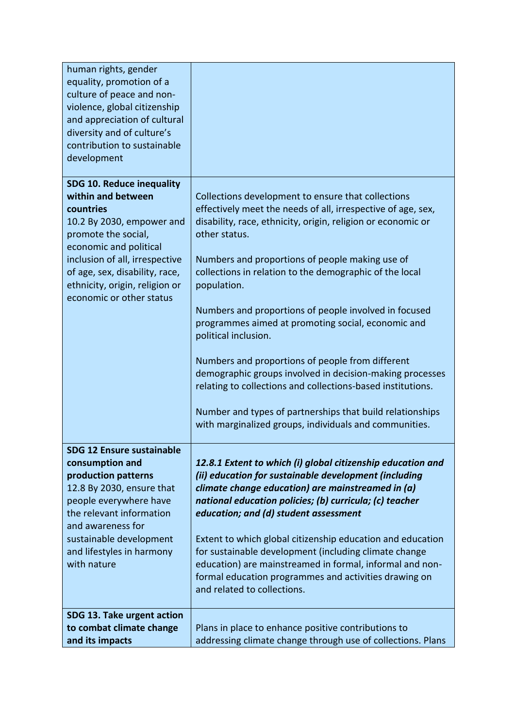| | |
|---|---|
| human rights, gender equality, promotion of a culture of peace and non-violence, global citizenship and appreciation of cultural diversity and of culture's contribution to sustainable development | |
| **SDG 10. Reduce inequality within and between countries**<br>10.2 By 2030, empower and promote the social, economic and political inclusion of all, irrespective of age, sex, disability, race, ethnicity, origin, religion or economic or other status | Collections development to ensure that collections effectively meet the needs of all, irrespective of age, sex, disability, race, ethnicity, origin, religion or economic or other status.<br><br>Numbers and proportions of people making use of collections in relation to the demographic of the local population.<br><br>Numbers and proportions of people involved in focused programmes aimed at promoting social, economic and political inclusion.<br><br>Numbers and proportions of people from different demographic groups involved in decision-making processes relating to collections and collections-based institutions.<br><br>Number and types of partnerships that build relationships with marginalized groups, individuals and communities. |
| **SDG 12 Ensure sustainable consumption and production patterns**<br>12.8 By 2030, ensure that people everywhere have the relevant information and awareness for sustainable development and lifestyles in harmony with nature | ***12.8.1 Extent to which (i) global citizenship education and (ii) education for sustainable development (including climate change education) are mainstreamed in (a) national education policies; (b) curricula; (c) teacher education; and (d) student assessment***<br><br>Extent to which global citizenship education and education for sustainable development (including climate change education) are mainstreamed in formal, informal and non-formal education programmes and activities drawing on and related to collections. |
| **SDG 13. Take urgent action to combat climate change and its impacts** | Plans in place to enhance positive contributions to addressing climate change through use of collections. Plans |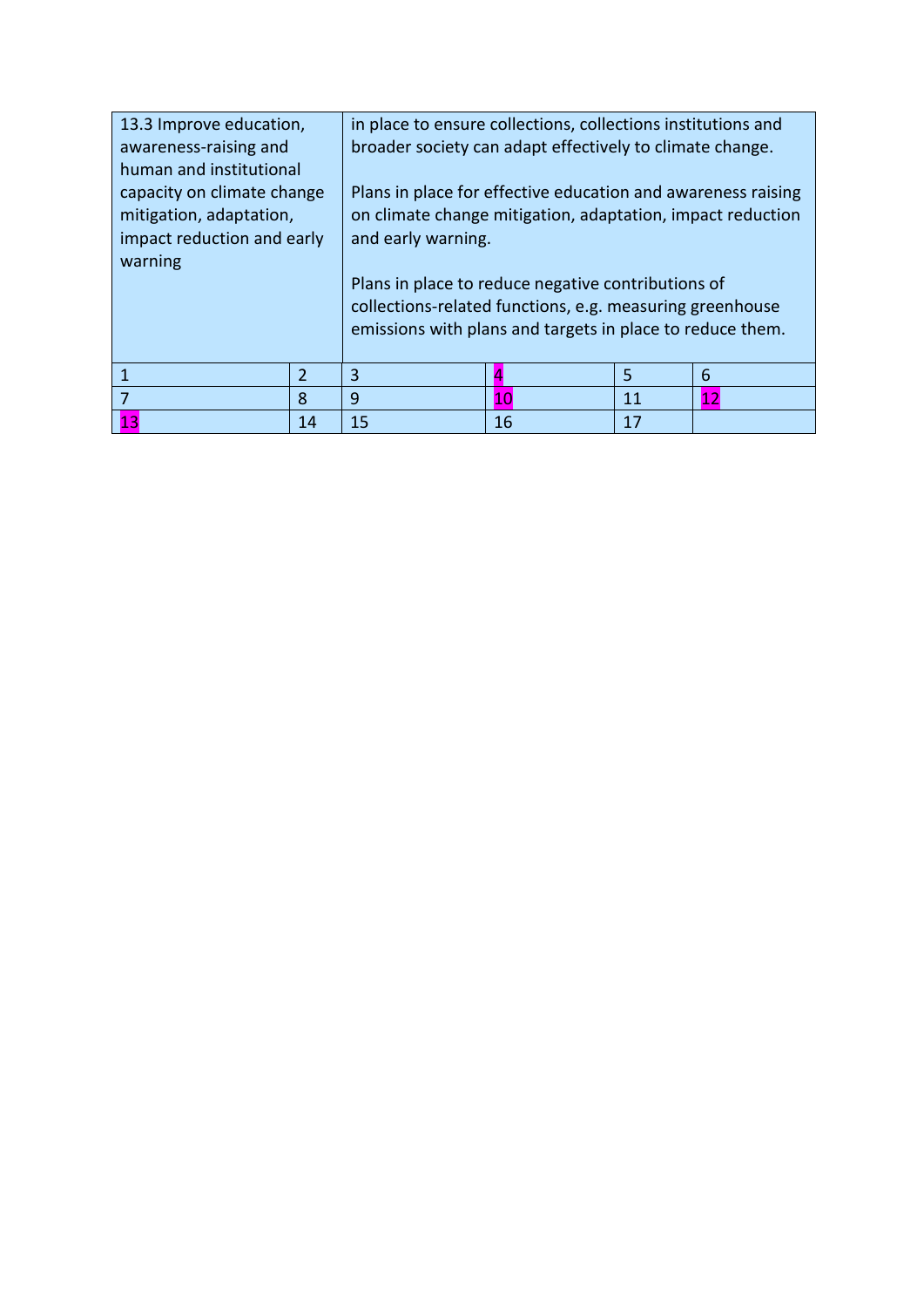| | | | | | |
|---|---|---|---|---|---|
| 13.3 Improve education, awareness-raising and human and institutional capacity on climate change mitigation, adaptation, impact reduction and early warning | | in place to ensure collections, collections institutions and broader society can adapt effectively to climate change.<br><br>Plans in place for effective education and awareness raising on climate change mitigation, adaptation, impact reduction and early warning.<br><br>Plans in place to reduce negative contributions of collections-related functions, e.g. measuring greenhouse emissions with plans and targets in place to reduce them. | | | |
| 1 | 2 | 3 | 4 | 5 | 6 |
| 7 | 8 | 9 | 10 | 11 | 12 |
| 13 | 14 | 15 | 16 | 17 | |